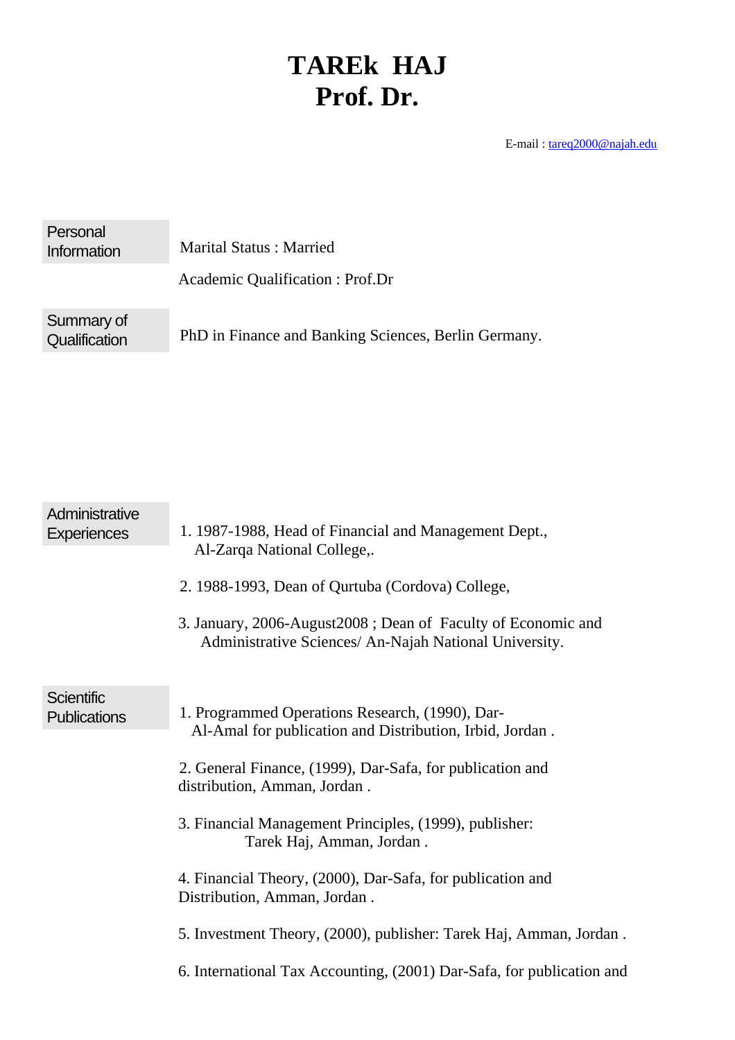# TAREk HAJ
# Prof. Dr.

E-mail : tareq2000@najah.edu

**Personal Information**

Marital Status : Married

Academic Qualification : Prof.Dr

**Summary of Qualification**

PhD in Finance and Banking Sciences, Berlin Germany.

**Administrative Experiences**

1. 1987-1988, Head of Financial and Management Dept., Al-Zarqa National College,.
2. 1988-1993, Dean of Qurtuba (Cordova) College,
3. January, 2006-August2008 ; Dean of Faculty of Economic and Administrative Sciences/ An-Najah National University.

**Scientific Publications**

1. Programmed Operations Research, (1990), Dar-Al-Amal for publication and Distribution, Irbid, Jordan .
2. General Finance, (1999), Dar-Safa, for publication and distribution, Amman, Jordan .
3. Financial Management Principles, (1999), publisher: Tarek Haj, Amman, Jordan .
4. Financial Theory, (2000), Dar-Safa, for publication and Distribution, Amman, Jordan .
5. Investment Theory, (2000), publisher: Tarek Haj, Amman, Jordan .
6. International Tax Accounting, (2001) Dar-Safa, for publication and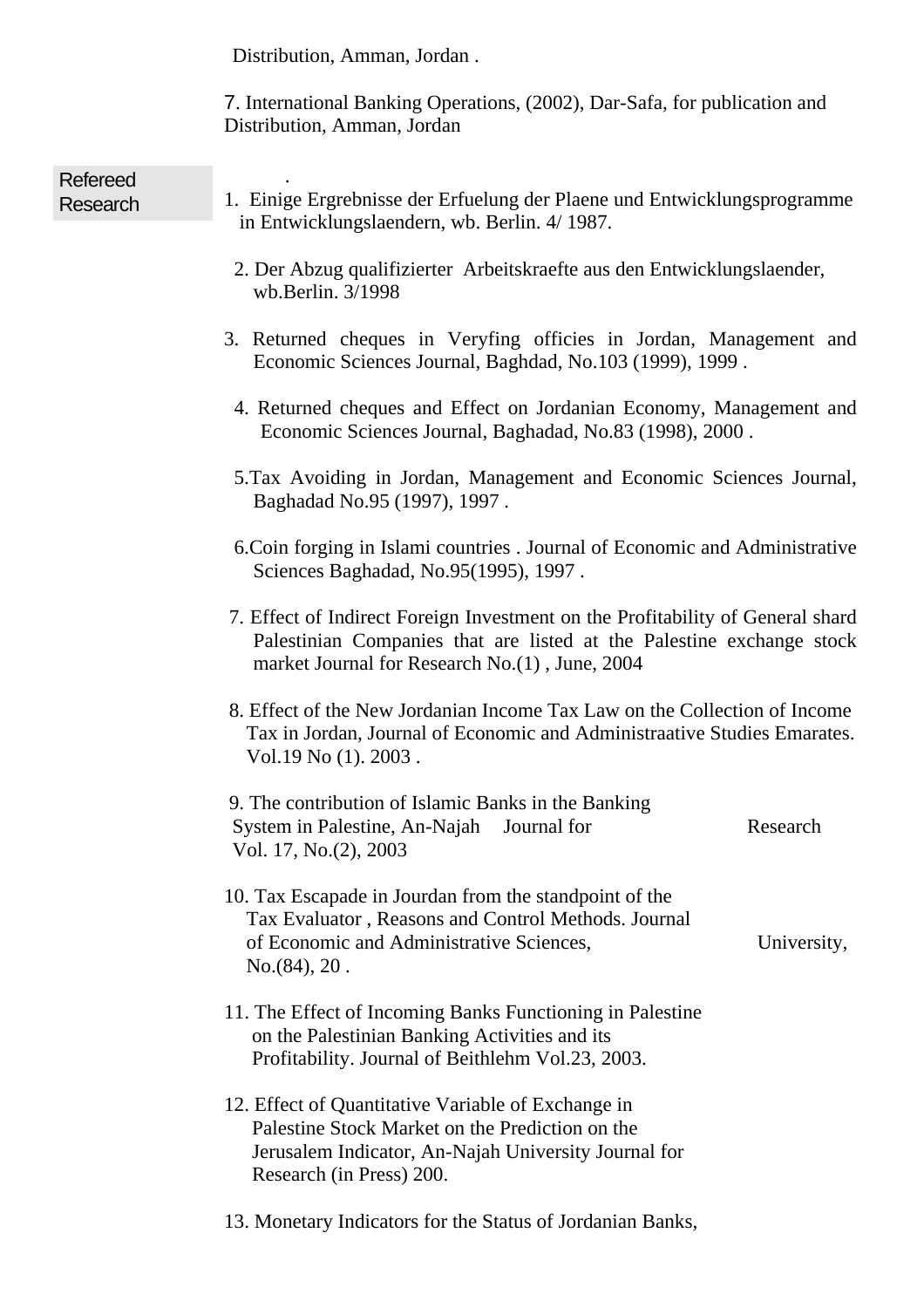Distribution, Amman, Jordan .

7. International Banking Operations, (2002), Dar-Safa, for publication and Distribution, Amman, Jordan

.

**Refereed Research**

1. Einige Ergrebnisse der Erfuelung der Plaene und Entwicklungsprogramme in Entwicklungslaendern, wb. Berlin. 4/ 1987.

2. Der Abzug qualifizierter Arbeitskraefte aus den Entwicklungslaender, wb.Berlin. 3/1998

3. Returned cheques in Veryfing officies in Jordan, Management and Economic Sciences Journal, Baghdad, No.103 (1999), 1999 .

4. Returned cheques and Effect on Jordanian Economy, Management and Economic Sciences Journal, Baghadad, No.83 (1998), 2000 .

5. Tax Avoiding in Jordan, Management and Economic Sciences Journal, Baghadad No.95 (1997), 1997 .

6. Coin forging in Islami countries . Journal of Economic and Administrative Sciences Baghadad, No.95(1995), 1997 .

7. Effect of Indirect Foreign Investment on the Profitability of General shard Palestinian Companies that are listed at the Palestine exchange stock market Journal for Research No.(1) , June, 2004

8. Effect of the New Jordanian Income Tax Law on the Collection of Income Tax in Jordan, Journal of Economic and Administraative Studies Emarates. Vol.19 No (1). 2003 .

9. The contribution of Islamic Banks in the Banking System in Palestine, An-Najah Journal for Research Vol. 17, No.(2), 2003

10. Tax Escapade in Jourdan from the standpoint of the Tax Evaluator , Reasons and Control Methods. Journal of Economic and Administrative Sciences, University, No.(84), 20 .

11. The Effect of Incoming Banks Functioning in Palestine on the Palestinian Banking Activities and its Profitability. Journal of Beithlehm Vol.23, 2003.

12. Effect of Quantitative Variable of Exchange in Palestine Stock Market on the Prediction on the Jerusalem Indicator, An-Najah University Journal for Research (in Press) 200.

13. Monetary Indicators for the Status of Jordanian Banks,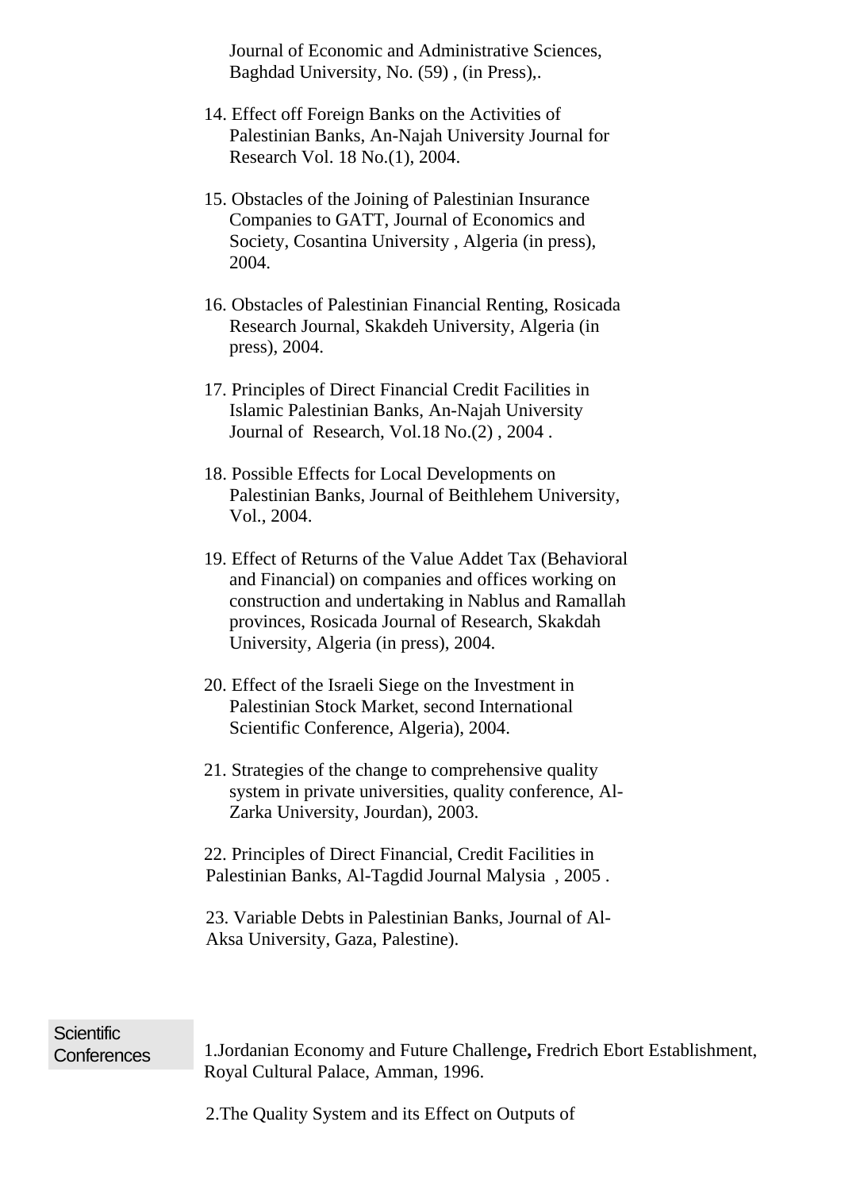Journal of Economic and Administrative Sciences, Baghdad University, No. (59) , (in Press),.

14. Effect off Foreign Banks on the Activities of Palestinian Banks, An-Najah University Journal for Research Vol. 18 No.(1), 2004.

15. Obstacles of the Joining of Palestinian Insurance Companies to GATT, Journal of Economics and Society, Cosantina University , Algeria (in press), 2004.

16. Obstacles of Palestinian Financial Renting, Rosicada Research Journal, Skakdeh University, Algeria (in press), 2004.

17. Principles of Direct Financial Credit Facilities in Islamic Palestinian Banks, An-Najah University Journal of Research, Vol.18 No.(2) , 2004 .

18. Possible Effects for Local Developments on Palestinian Banks, Journal of Beithlehem University, Vol., 2004.

19. Effect of Returns of the Value Addet Tax (Behavioral and Financial) on companies and offices working on construction and undertaking in Nablus and Ramallah provinces, Rosicada Journal of Research, Skakdah University, Algeria (in press), 2004.

20. Effect of the Israeli Siege on the Investment in Palestinian Stock Market, second International Scientific Conference, Algeria), 2004.

21. Strategies of the change to comprehensive quality system in private universities, quality conference, Al-Zarka University, Jourdan), 2003.

22. Principles of Direct Financial, Credit Facilities in Palestinian Banks, Al-Tagdid Journal Malysia , 2005 .

23. Variable Debts in Palestinian Banks, Journal of Al-Aksa University, Gaza, Palestine).

**Scientific Conferences**

1.Jordanian Economy and Future Challenge**,** Fredrich Ebort Establishment, Royal Cultural Palace, Amman, 1996.

2.The Quality System and its Effect on Outputs of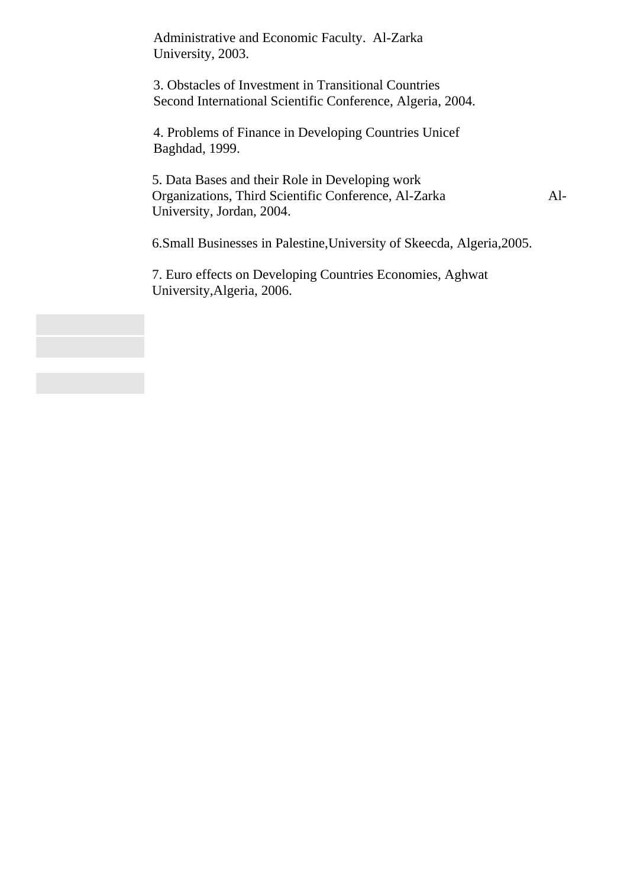Administrative and Economic Faculty. Al-Zarka University, 2003.

3. Obstacles of Investment in Transitional Countries Second International Scientific Conference, Algeria, 2004.

4. Problems of Finance in Developing Countries Unicef Baghdad, 1999.

5. Data Bases and their Role in Developing work Organizations, Third Scientific Conference, Al-Zarka Al-University, Jordan, 2004.

6.Small Businesses in Palestine,University of Skeecda, Algeria,2005.

7. Euro effects on Developing Countries Economies, Aghwat University,Algeria, 2006.